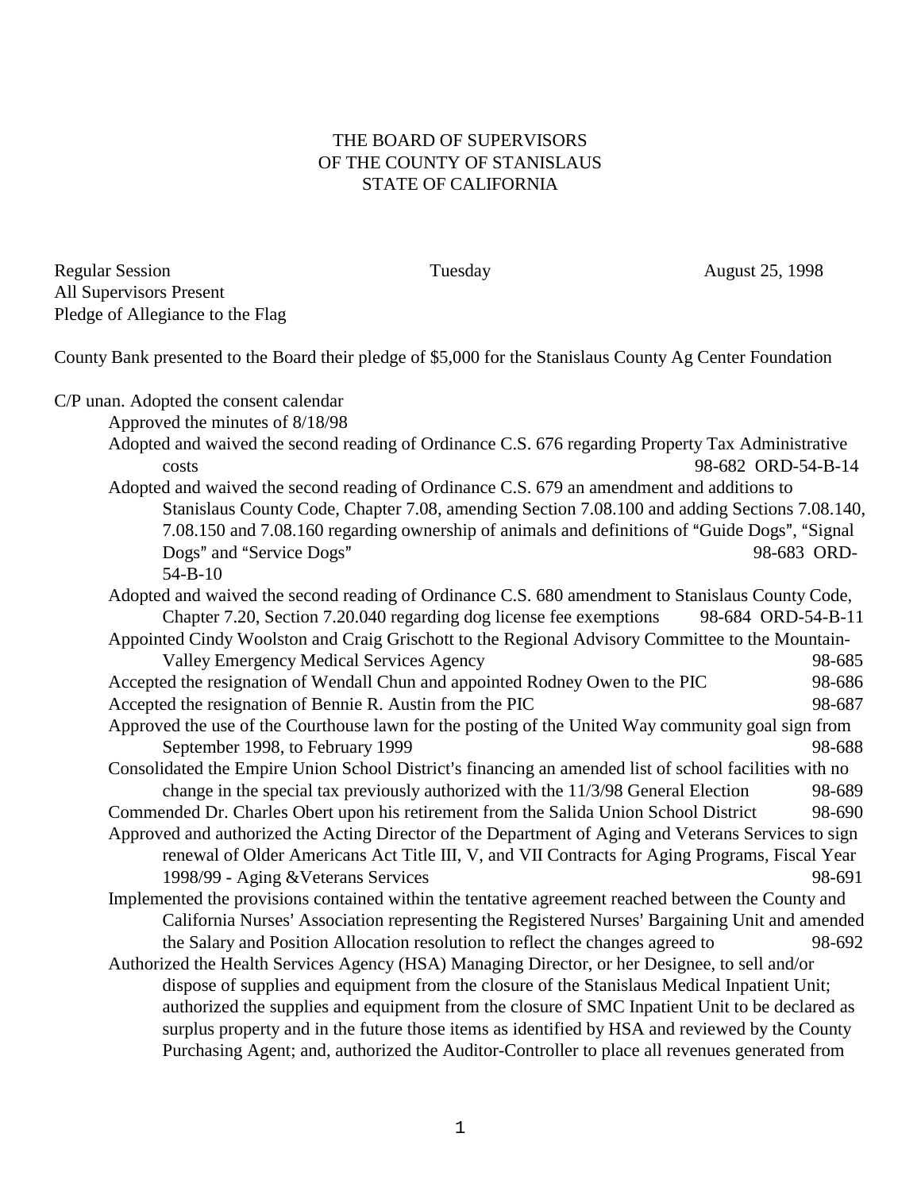THE BOARD OF SUPERVISORS
OF THE COUNTY OF STANISLAUS
STATE OF CALIFORNIA

Regular Session Tuesday August 25, 1998
All Supervisors Present
Pledge of Allegiance to the Flag

County Bank presented to the Board their pledge of $5,000 for the Stanislaus County Ag Center Foundation

C/P unan. Adopted the consent calendar

- Approved the minutes of 8/18/98
- Adopted and waived the second reading of Ordinance C.S. 676 regarding Property Tax Administrative costs 98-682 ORD-54-B-14
- Adopted and waived the second reading of Ordinance C.S. 679 an amendment and additions to Stanislaus County Code, Chapter 7.08, amending Section 7.08.100 and adding Sections 7.08.140, 7.08.150 and 7.08.160 regarding ownership of animals and definitions of "Guide Dogs", "Signal Dogs" and "Service Dogs" 98-683 ORD-54-B-10
- Adopted and waived the second reading of Ordinance C.S. 680 amendment to Stanislaus County Code, Chapter 7.20, Section 7.20.040 regarding dog license fee exemptions 98-684 ORD-54-B-11
- Appointed Cindy Woolston and Craig Grischott to the Regional Advisory Committee to the Mountain-Valley Emergency Medical Services Agency 98-685
- Accepted the resignation of Wendall Chun and appointed Rodney Owen to the PIC 98-686
- Accepted the resignation of Bennie R. Austin from the PIC 98-687
- Approved the use of the Courthouse lawn for the posting of the United Way community goal sign from September 1998, to February 1999 98-688
- Consolidated the Empire Union School District's financing an amended list of school facilities with no change in the special tax previously authorized with the 11/3/98 General Election 98-689
- Commended Dr. Charles Obert upon his retirement from the Salida Union School District 98-690
- Approved and authorized the Acting Director of the Department of Aging and Veterans Services to sign renewal of Older Americans Act Title III, V, and VII Contracts for Aging Programs, Fiscal Year 1998/99 - Aging &Veterans Services 98-691
- Implemented the provisions contained within the tentative agreement reached between the County and California Nurses' Association representing the Registered Nurses' Bargaining Unit and amended the Salary and Position Allocation resolution to reflect the changes agreed to 98-692
- Authorized the Health Services Agency (HSA) Managing Director, or her Designee, to sell and/or dispose of supplies and equipment from the closure of the Stanislaus Medical Inpatient Unit; authorized the supplies and equipment from the closure of SMC Inpatient Unit to be declared as surplus property and in the future those items as identified by HSA and reviewed by the County Purchasing Agent; and, authorized the Auditor-Controller to place all revenues generated from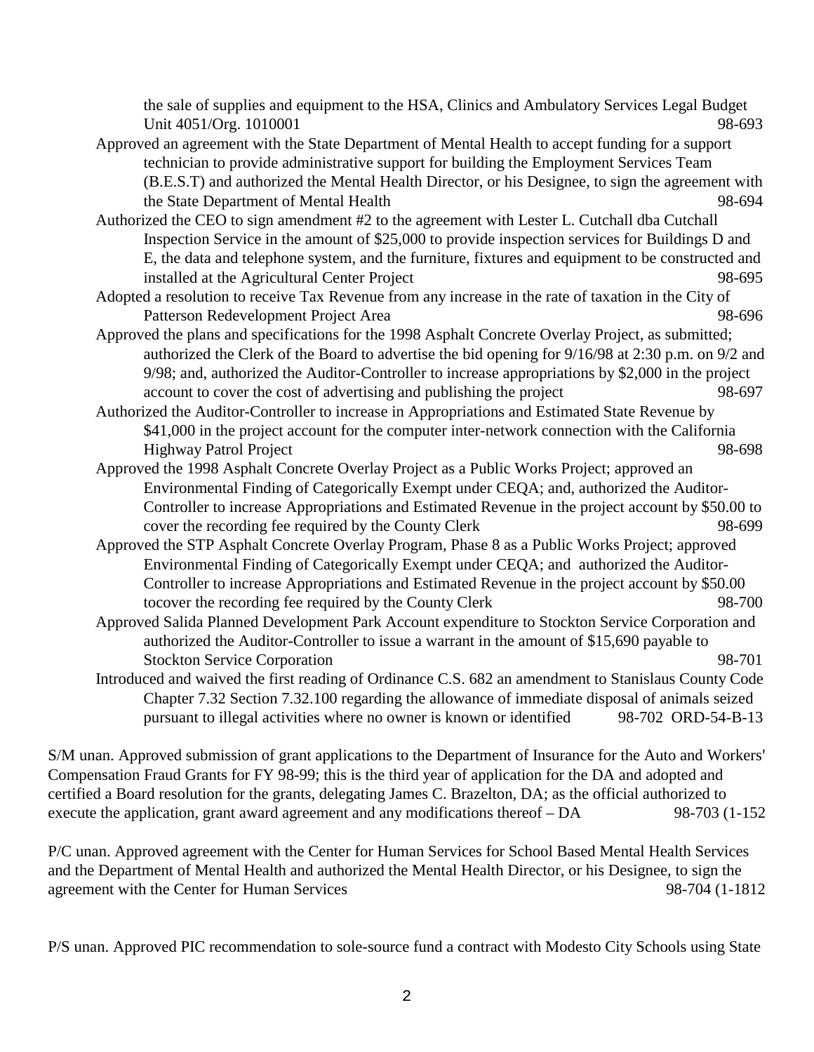the sale of supplies and equipment to the HSA, Clinics and Ambulatory Services Legal Budget Unit 4051/Org. 1010001 98-693

Approved an agreement with the State Department of Mental Health to accept funding for a support technician to provide administrative support for building the Employment Services Team (B.E.S.T) and authorized the Mental Health Director, or his Designee, to sign the agreement with the State Department of Mental Health 98-694

Authorized the CEO to sign amendment #2 to the agreement with Lester L. Cutchall dba Cutchall Inspection Service in the amount of $25,000 to provide inspection services for Buildings D and E, the data and telephone system, and the furniture, fixtures and equipment to be constructed and installed at the Agricultural Center Project 98-695

Adopted a resolution to receive Tax Revenue from any increase in the rate of taxation in the City of Patterson Redevelopment Project Area 98-696

Approved the plans and specifications for the 1998 Asphalt Concrete Overlay Project, as submitted; authorized the Clerk of the Board to advertise the bid opening for 9/16/98 at 2:30 p.m. on 9/2 and 9/98; and, authorized the Auditor-Controller to increase appropriations by $2,000 in the project account to cover the cost of advertising and publishing the project 98-697

Authorized the Auditor-Controller to increase in Appropriations and Estimated State Revenue by $41,000 in the project account for the computer inter-network connection with the California Highway Patrol Project 98-698

Approved the 1998 Asphalt Concrete Overlay Project as a Public Works Project; approved an Environmental Finding of Categorically Exempt under CEQA; and, authorized the Auditor-Controller to increase Appropriations and Estimated Revenue in the project account by $50.00 to cover the recording fee required by the County Clerk 98-699

Approved the STP Asphalt Concrete Overlay Program, Phase 8 as a Public Works Project; approved Environmental Finding of Categorically Exempt under CEQA; and authorized the Auditor-Controller to increase Appropriations and Estimated Revenue in the project account by $50.00 tocover the recording fee required by the County Clerk 98-700

Approved Salida Planned Development Park Account expenditure to Stockton Service Corporation and authorized the Auditor-Controller to issue a warrant in the amount of $15,690 payable to Stockton Service Corporation 98-701

Introduced and waived the first reading of Ordinance C.S. 682 an amendment to Stanislaus County Code Chapter 7.32 Section 7.32.100 regarding the allowance of immediate disposal of animals seized pursuant to illegal activities where no owner is known or identified 98-702 ORD-54-B-13

S/M unan. Approved submission of grant applications to the Department of Insurance for the Auto and Workers' Compensation Fraud Grants for FY 98-99; this is the third year of application for the DA and adopted and certified a Board resolution for the grants, delegating James C. Brazelton, DA; as the official authorized to execute the application, grant award agreement and any modifications thereof – DA 98-703 (1-152

P/C unan. Approved agreement with the Center for Human Services for School Based Mental Health Services and the Department of Mental Health and authorized the Mental Health Director, or his Designee, to sign the agreement with the Center for Human Services 98-704 (1-1812

P/S unan. Approved PIC recommendation to sole-source fund a contract with Modesto City Schools using State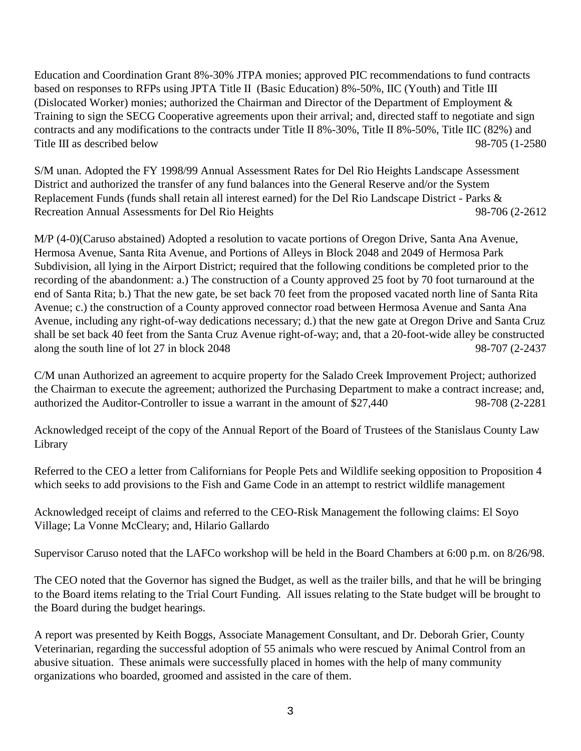Education and Coordination Grant 8%-30% JTPA monies; approved PIC recommendations to fund contracts based on responses to RFPs using JPTA Title II (Basic Education) 8%-50%, IIC (Youth) and Title III (Dislocated Worker) monies; authorized the Chairman and Director of the Department of Employment & Training to sign the SECG Cooperative agreements upon their arrival; and, directed staff to negotiate and sign contracts and any modifications to the contracts under Title II 8%-30%, Title II 8%-50%, Title IIC (82%) and Title III as described below 98-705 (1-2580

S/M unan. Adopted the FY 1998/99 Annual Assessment Rates for Del Rio Heights Landscape Assessment District and authorized the transfer of any fund balances into the General Reserve and/or the System Replacement Funds (funds shall retain all interest earned) for the Del Rio Landscape District - Parks & Recreation Annual Assessments for Del Rio Heights 98-706 (2-2612

M/P (4-0)(Caruso abstained) Adopted a resolution to vacate portions of Oregon Drive, Santa Ana Avenue, Hermosa Avenue, Santa Rita Avenue, and Portions of Alleys in Block 2048 and 2049 of Hermosa Park Subdivision, all lying in the Airport District; required that the following conditions be completed prior to the recording of the abandonment: a.) The construction of a County approved 25 foot by 70 foot turnaround at the end of Santa Rita; b.) That the new gate, be set back 70 feet from the proposed vacated north line of Santa Rita Avenue; c.) the construction of a County approved connector road between Hermosa Avenue and Santa Ana Avenue, including any right-of-way dedications necessary; d.) that the new gate at Oregon Drive and Santa Cruz shall be set back 40 feet from the Santa Cruz Avenue right-of-way; and, that a 20-foot-wide alley be constructed along the south line of lot 27 in block 2048 98-707 (2-2437

C/M unan Authorized an agreement to acquire property for the Salado Creek Improvement Project; authorized the Chairman to execute the agreement; authorized the Purchasing Department to make a contract increase; and, authorized the Auditor-Controller to issue a warrant in the amount of $27,440 98-708 (2-2281

Acknowledged receipt of the copy of the Annual Report of the Board of Trustees of the Stanislaus County Law Library

Referred to the CEO a letter from Californians for People Pets and Wildlife seeking opposition to Proposition 4 which seeks to add provisions to the Fish and Game Code in an attempt to restrict wildlife management

Acknowledged receipt of claims and referred to the CEO-Risk Management the following claims: El Soyo Village; La Vonne McCleary; and, Hilario Gallardo

Supervisor Caruso noted that the LAFCo workshop will be held in the Board Chambers at 6:00 p.m. on 8/26/98.

The CEO noted that the Governor has signed the Budget, as well as the trailer bills, and that he will be bringing to the Board items relating to the Trial Court Funding. All issues relating to the State budget will be brought to the Board during the budget hearings.

A report was presented by Keith Boggs, Associate Management Consultant, and Dr. Deborah Grier, County Veterinarian, regarding the successful adoption of 55 animals who were rescued by Animal Control from an abusive situation. These animals were successfully placed in homes with the help of many community organizations who boarded, groomed and assisted in the care of them.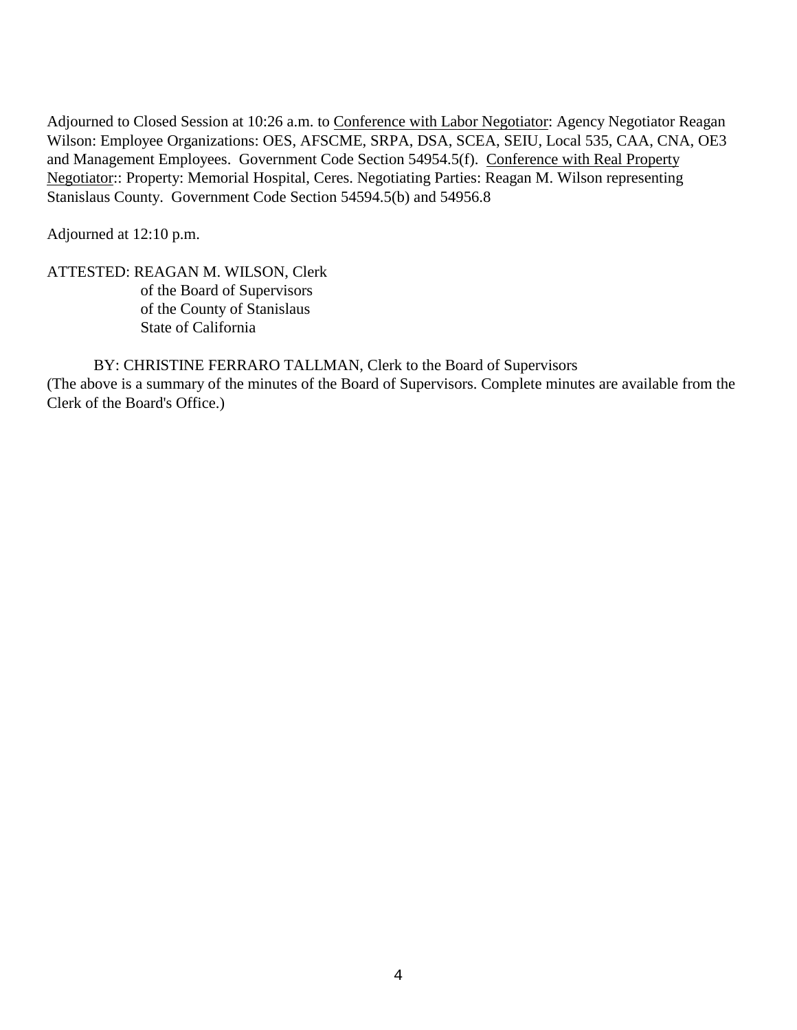Adjourned to Closed Session at 10:26 a.m. to <u>Conference with Labor Negotiator</u>: Agency Negotiator Reagan Wilson: Employee Organizations: OES, AFSCME, SRPA, DSA, SCEA, SEIU, Local 535, CAA, CNA, OE3 and Management Employees. Government Code Section 54954.5(f). <u>Conference with Real Property Negotiator</u>:: Property: Memorial Hospital, Ceres. Negotiating Parties: Reagan M. Wilson representing Stanislaus County. Government Code Section 54594.5(b) and 54956.8

Adjourned at 12:10 p.m.

ATTESTED: REAGAN M. WILSON, Clerk
of the Board of Supervisors
of the County of Stanislaus
State of California

BY: CHRISTINE FERRARO TALLMAN, Clerk to the Board of Supervisors
(The above is a summary of the minutes of the Board of Supervisors. Complete minutes are available from the Clerk of the Board's Office.)